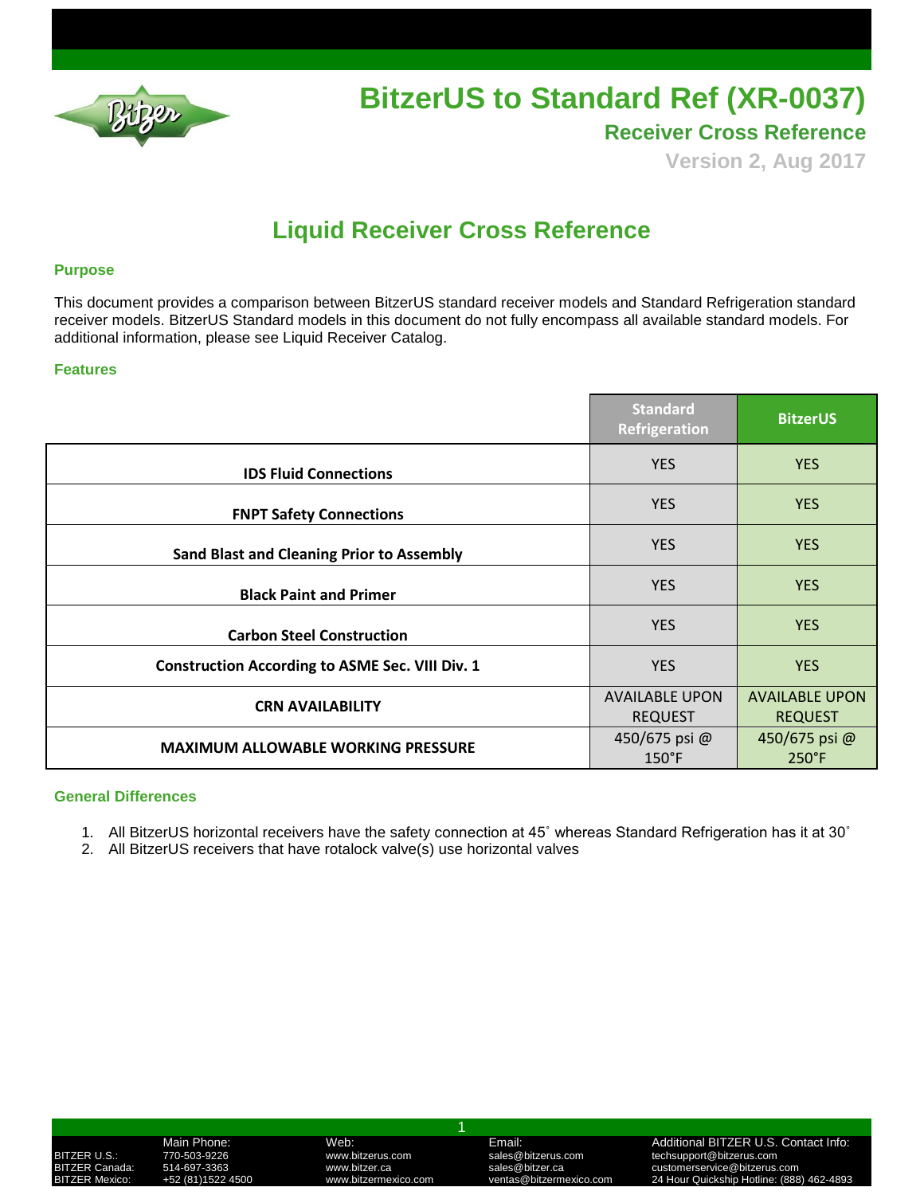# BitzerUS to Standard Ref (XR-0037)

## Receiver Cross Reference

Version 2, Aug 2017

## Liquid Receiver Cross Reference

### Purpose

This document provides a comparison between BitzerUS standard receiver models and Standard Refrigeration standard receiver models. BitzerUS Standard models in this document do not fully encompass all available standard models. For additional information, please see Liquid Receiver Catalog.

### Features

| | Standard Refrigeration | BitzerUS |
|---|---|---|
| **IDS Fluid Connections** | YES | YES |
| **FNPT Safety Connections** | YES | YES |
| **Sand Blast and Cleaning Prior to Assembly** | YES | YES |
| **Black Paint and Primer** | YES | YES |
| **Carbon Steel Construction** | YES | YES |
| **Construction According to ASME Sec. VIII Div. 1** | YES | YES |
| **CRN AVAILABILITY** | AVAILABLE UPON REQUEST | AVAILABLE UPON REQUEST |
| **MAXIMUM ALLOWABLE WORKING PRESSURE** | 450/675 psi @ 150°F | 450/675 psi @ 250°F |

### General Differences

1. All BitzerUS horizontal receivers have the safety connection at 45˚ whereas Standard Refrigeration has it at 30˚
2. All BitzerUS receivers that have rotalock valve(s) use horizontal valves

| | Main Phone: | Web: | Email: | Additional BITZER U.S. Contact Info: |
|---|---|---|---|---|
| BITZER U.S.: | 770-503-9226 | www.bitzerus.com | sales@bitzerus.com | techsupport@bitzerus.com |
| BITZER Canada: | 514-697-3363 | www.bitzer.ca | sales@bitzer.ca | customerservice@bitzerus.com |
| BITZER Mexico: | +52 (81)1522 4500 | www.bitzermexico.com | ventas@bitzermexico.com | 24 Hour Quickship Hotline: (888) 462-4893 |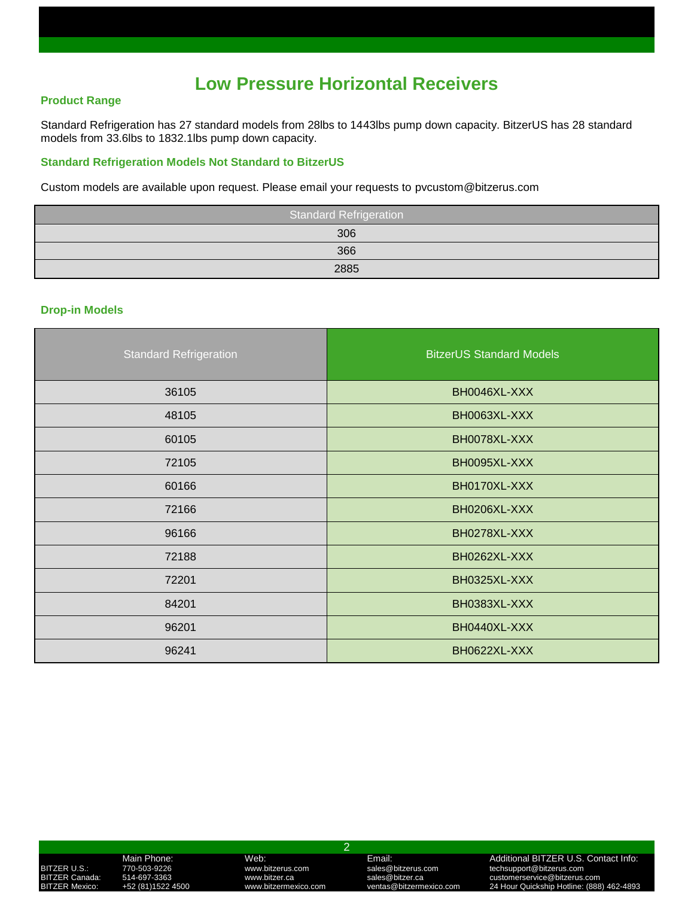# Low Pressure Horizontal Receivers

### Product Range

Standard Refrigeration has 27 standard models from 28lbs to 1443lbs pump down capacity. BitzerUS has 28 standard models from 33.6lbs to 1832.1lbs pump down capacity.

### Standard Refrigeration Models Not Standard to BitzerUS

Custom models are available upon request. Please email your requests to pvcustom@bitzerus.com

| Standard Refrigeration |
|---|
| 306 |
| 366 |
| 2885 |

### Drop-in Models

| Standard Refrigeration | BitzerUS Standard Models |
|---|---|
| 36105 | BH0046XL-XXX |
| 48105 | BH0063XL-XXX |
| 60105 | BH0078XL-XXX |
| 72105 | BH0095XL-XXX |
| 60166 | BH0170XL-XXX |
| 72166 | BH0206XL-XXX |
| 96166 | BH0278XL-XXX |
| 72188 | BH0262XL-XXX |
| 72201 | BH0325XL-XXX |
| 84201 | BH0383XL-XXX |
| 96201 | BH0440XL-XXX |
| 96241 | BH0622XL-XXX |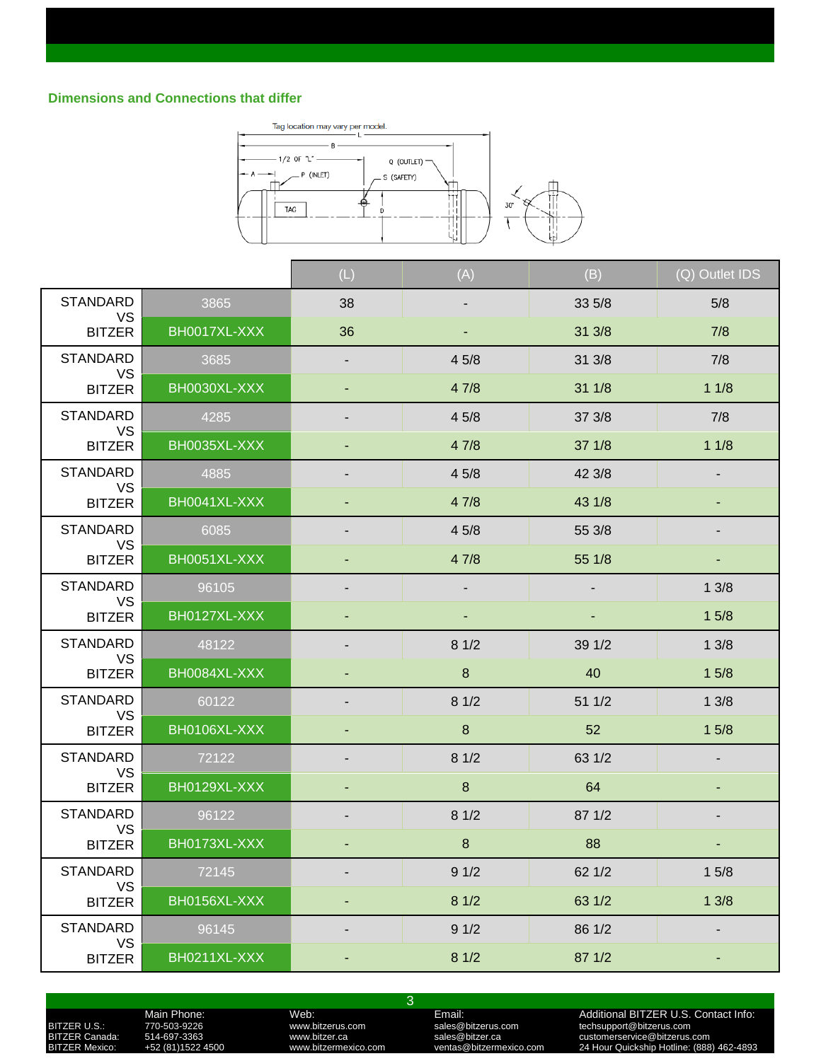## Dimensions and Connections that differ

|  |  | (L) | (A) | (B) | (Q) Outlet IDS |
|---|---|---|---|---|---|
| STANDARD VS BITZER | 3865 | 38 | - | 33 5/8 | 5/8 |
|  | BH0017XL-XXX | 36 | - | 31 3/8 | 7/8 |
| STANDARD VS BITZER | 3685 | - | 4 5/8 | 31 3/8 | 7/8 |
|  | BH0030XL-XXX | - | 4 7/8 | 31 1/8 | 1 1/8 |
| STANDARD VS BITZER | 4285 | - | 4 5/8 | 37 3/8 | 7/8 |
|  | BH0035XL-XXX | - | 4 7/8 | 37 1/8 | 1 1/8 |
| STANDARD VS BITZER | 4885 | - | 4 5/8 | 42 3/8 | - |
|  | BH0041XL-XXX | - | 4 7/8 | 43 1/8 | - |
| STANDARD VS BITZER | 6085 | - | 4 5/8 | 55 3/8 | - |
|  | BH0051XL-XXX | - | 4 7/8 | 55 1/8 | - |
| STANDARD VS BITZER | 96105 | - | - | - | 1 3/8 |
|  | BH0127XL-XXX | - | - | - | 1 5/8 |
| STANDARD VS BITZER | 48122 | - | 8 1/2 | 39 1/2 | 1 3/8 |
|  | BH0084XL-XXX | - | 8 | 40 | 1 5/8 |
| STANDARD VS BITZER | 60122 | - | 8 1/2 | 51 1/2 | 1 3/8 |
|  | BH0106XL-XXX | - | 8 | 52 | 1 5/8 |
| STANDARD VS BITZER | 72122 | - | 8 1/2 | 63 1/2 | - |
|  | BH0129XL-XXX | - | 8 | 64 | - |
| STANDARD VS BITZER | 96122 | - | 8 1/2 | 87 1/2 | - |
|  | BH0173XL-XXX | - | 8 | 88 | - |
| STANDARD VS BITZER | 72145 | - | 9 1/2 | 62 1/2 | 1 5/8 |
|  | BH0156XL-XXX | - | 8 1/2 | 63 1/2 | 1 3/8 |
| STANDARD VS BITZER | 96145 | - | 9 1/2 | 86 1/2 | - |
|  | BH0211XL-XXX | - | 8 1/2 | 87 1/2 | - |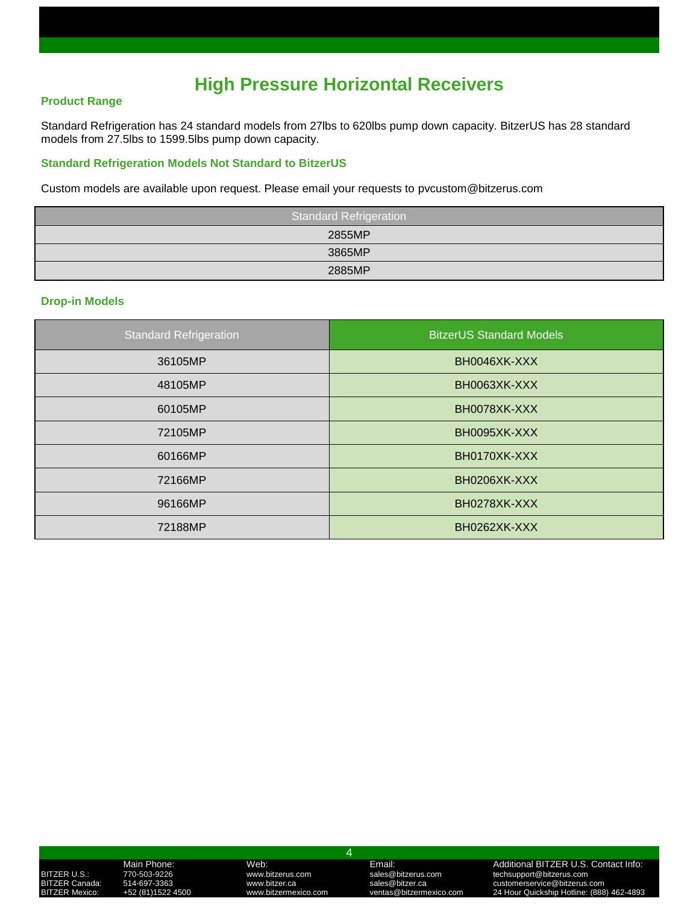# High Pressure Horizontal Receivers

### Product Range

Standard Refrigeration has 24 standard models from 27lbs to 620lbs pump down capacity. BitzerUS has 28 standard models from 27.5lbs to 1599.5lbs pump down capacity.

### Standard Refrigeration Models Not Standard to BitzerUS

Custom models are available upon request. Please email your requests to pvcustom@bitzerus.com

| Standard Refrigeration |
|---|
| 2855MP |
| 3865MP |
| 2885MP |

### Drop-in Models

| Standard Refrigeration | BitzerUS Standard Models |
|---|---|
| 36105MP | BH0046XK-XXX |
| 48105MP | BH0063XK-XXX |
| 60105MP | BH0078XK-XXX |
| 72105MP | BH0095XK-XXX |
| 60166MP | BH0170XK-XXX |
| 72166MP | BH0206XK-XXX |
| 96166MP | BH0278XK-XXX |
| 72188MP | BH0262XK-XXX |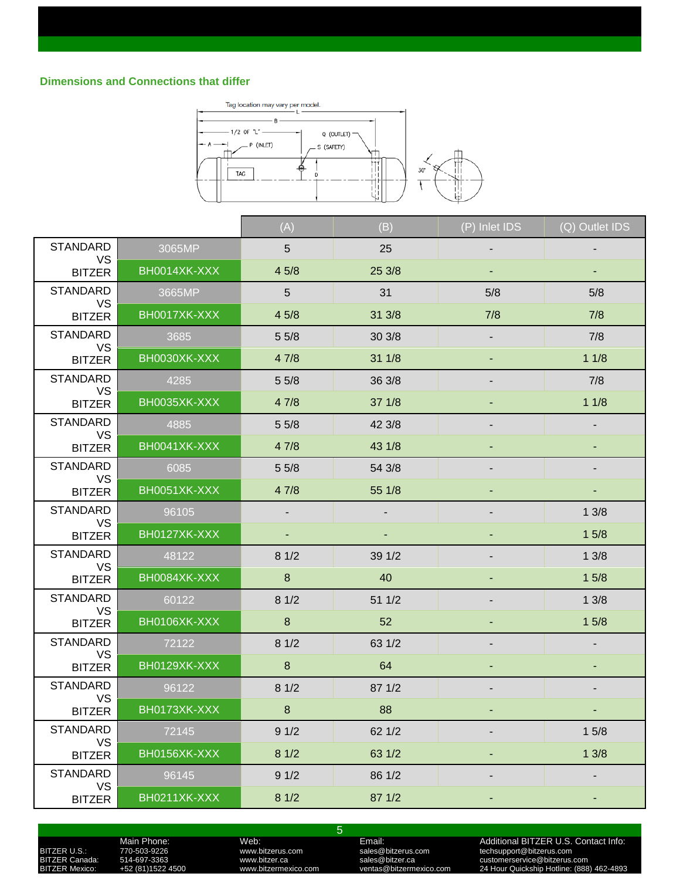### Dimensions and Connections that differ

Tag location may vary per model.

| | | (A) | (B) | (P) Inlet IDS | (Q) Outlet IDS |
|---|---|---|---|---|---|
| STANDARD VS BITZER | 3065MP | 5 | 25 | - | - |
| | BH0014XK-XXX | 4 5/8 | 25 3/8 | - | - |
| STANDARD VS BITZER | 3665MP | 5 | 31 | 5/8 | 5/8 |
| | BH0017XK-XXX | 4 5/8 | 31 3/8 | 7/8 | 7/8 |
| STANDARD VS BITZER | 3685 | 5 5/8 | 30 3/8 | - | 7/8 |
| | BH0030XK-XXX | 4 7/8 | 31 1/8 | - | 1 1/8 |
| STANDARD VS BITZER | 4285 | 5 5/8 | 36 3/8 | - | 7/8 |
| | BH0035XK-XXX | 4 7/8 | 37 1/8 | - | 1 1/8 |
| STANDARD VS BITZER | 4885 | 5 5/8 | 42 3/8 | - | - |
| | BH0041XK-XXX | 4 7/8 | 43 1/8 | - | - |
| STANDARD VS BITZER | 6085 | 5 5/8 | 54 3/8 | - | - |
| | BH0051XK-XXX | 4 7/8 | 55 1/8 | - | - |
| STANDARD VS BITZER | 96105 | - | - | - | 1 3/8 |
| | BH0127XK-XXX | - | - | - | 1 5/8 |
| STANDARD VS BITZER | 48122 | 8 1/2 | 39 1/2 | - | 1 3/8 |
| | BH0084XK-XXX | 8 | 40 | - | 1 5/8 |
| STANDARD VS BITZER | 60122 | 8 1/2 | 51 1/2 | - | 1 3/8 |
| | BH0106XK-XXX | 8 | 52 | - | 1 5/8 |
| STANDARD VS BITZER | 72122 | 8 1/2 | 63 1/2 | - | - |
| | BH0129XK-XXX | 8 | 64 | - | - |
| STANDARD VS BITZER | 96122 | 8 1/2 | 87 1/2 | - | - |
| | BH0173XK-XXX | 8 | 88 | - | - |
| STANDARD VS BITZER | 72145 | 9 1/2 | 62 1/2 | - | 1 5/8 |
| | BH0156XK-XXX | 8 1/2 | 63 1/2 | - | 1 3/8 |
| STANDARD VS BITZER | 96145 | 9 1/2 | 86 1/2 | - | - |
| | BH0211XK-XXX | 8 1/2 | 87 1/2 | - | - |

| | Main Phone: | Web: | Email: | Additional BITZER U.S. Contact Info: |
|---|---|---|---|---|
| BITZER U.S.: | 770-503-9226 | www.bitzerus.com | sales@bitzerus.com | techsupport@bitzerus.com |
| BITZER Canada: | 514-697-3363 | www.bitzer.ca | sales@bitzer.ca | customerservice@bitzerus.com |
| BITZER Mexico: | +52 (81)1522 4500 | www.bitzermexico.com | ventas@bitzermexico.com | 24 Hour Quickship Hotline: (888) 462-4893 |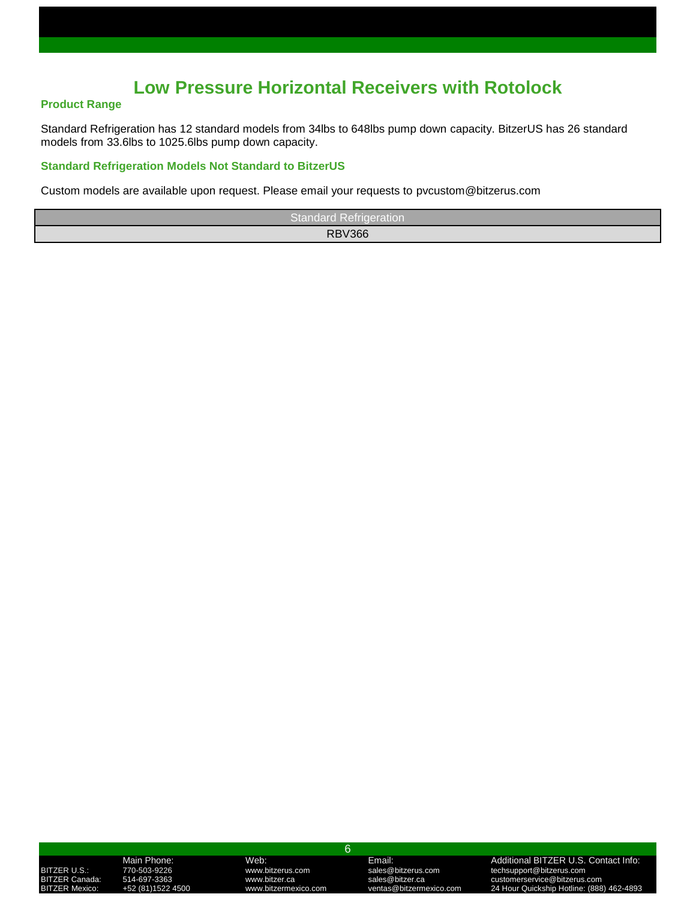# Low Pressure Horizontal Receivers with Rotolock

### Product Range

Standard Refrigeration has 12 standard models from 34lbs to 648lbs pump down capacity. BitzerUS has 26 standard models from 33.6lbs to 1025.6lbs pump down capacity.

### Standard Refrigeration Models Not Standard to BitzerUS

Custom models are available upon request. Please email your requests to pvcustom@bitzerus.com

| Standard Refrigeration |
|---|
| RBV366 |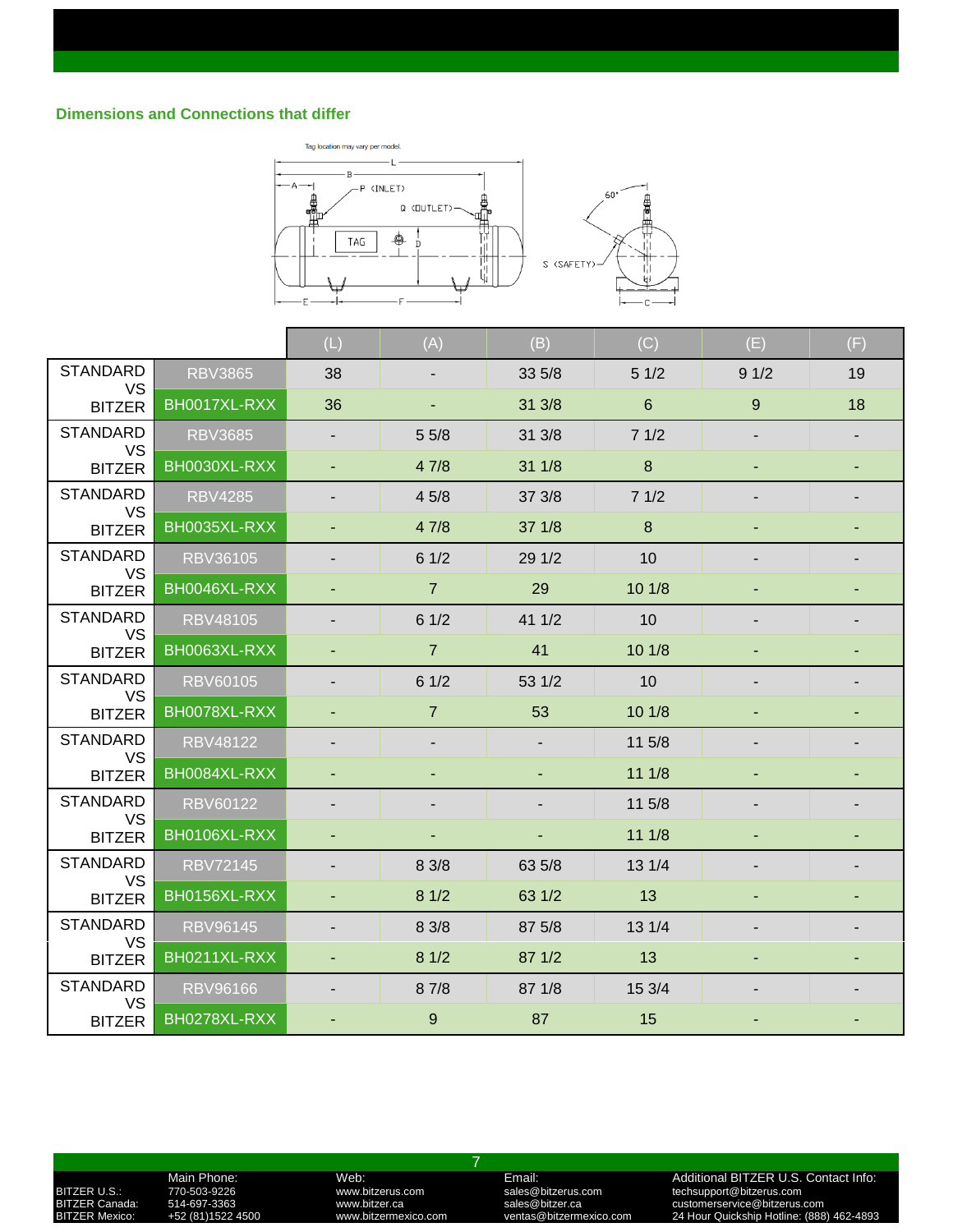## Dimensions and Connections that differ

Tag location may vary per model.

| | | (L) | (A) | (B) | (C) | (E) | (F) |
|---|---|---|---|---|---|---|---|
| STANDARD | RBV3865 | 38 | - | 33 5/8 | 5 1/2 | 9 1/2 | 19 |
| VS BITZER | BH0017XL-RXX | 36 | - | 31 3/8 | 6 | 9 | 18 |
| STANDARD | RBV3685 | - | 5 5/8 | 31 3/8 | 7 1/2 | - | - |
| VS BITZER | BH0030XL-RXX | - | 4 7/8 | 31 1/8 | 8 | - | - |
| STANDARD | RBV4285 | - | 4 5/8 | 37 3/8 | 7 1/2 | - | - |
| VS BITZER | BH0035XL-RXX | - | 4 7/8 | 37 1/8 | 8 | - | - |
| STANDARD | RBV36105 | - | 6 1/2 | 29 1/2 | 10 | - | - |
| VS BITZER | BH0046XL-RXX | - | 7 | 29 | 10 1/8 | - | - |
| STANDARD | RBV48105 | - | 6 1/2 | 41 1/2 | 10 | - | - |
| VS BITZER | BH0063XL-RXX | - | 7 | 41 | 10 1/8 | - | - |
| STANDARD | RBV60105 | - | 6 1/2 | 53 1/2 | 10 | - | - |
| VS BITZER | BH0078XL-RXX | - | 7 | 53 | 10 1/8 | - | - |
| STANDARD | RBV48122 | - | - | - | 11 5/8 | - | - |
| VS BITZER | BH0084XL-RXX | - | - | - | 11 1/8 | - | - |
| STANDARD | RBV60122 | - | - | - | 11 5/8 | - | - |
| VS BITZER | BH0106XL-RXX | - | - | - | 11 1/8 | - | - |
| STANDARD | RBV72145 | - | 8 3/8 | 63 5/8 | 13 1/4 | - | - |
| VS BITZER | BH0156XL-RXX | - | 8 1/2 | 63 1/2 | 13 | - | - |
| STANDARD | RBV96145 | - | 8 3/8 | 87 5/8 | 13 1/4 | - | - |
| VS BITZER | BH0211XL-RXX | - | 8 1/2 | 87 1/2 | 13 | - | - |
| STANDARD | RBV96166 | - | 8 7/8 | 87 1/8 | 15 3/4 | - | - |
| VS BITZER | BH0278XL-RXX | - | 9 | 87 | 15 | - | - |

| | Main Phone: | Web: | Email: | Additional BITZER U.S. Contact Info: |
|---|---|---|---|---|
| BITZER U.S.: | 770-503-9226 | www.bitzerus.com | sales@bitzerus.com | techsupport@bitzerus.com |
| BITZER Canada: | 514-697-3363 | www.bitzer.ca | sales@bitzer.ca | customerservice@bitzerus.com |
| BITZER Mexico: | +52 (81)1522 4500 | www.bitzermexico.com | ventas@bitzermexico.com | 24 Hour Quickship Hotline: (888) 462-4893 |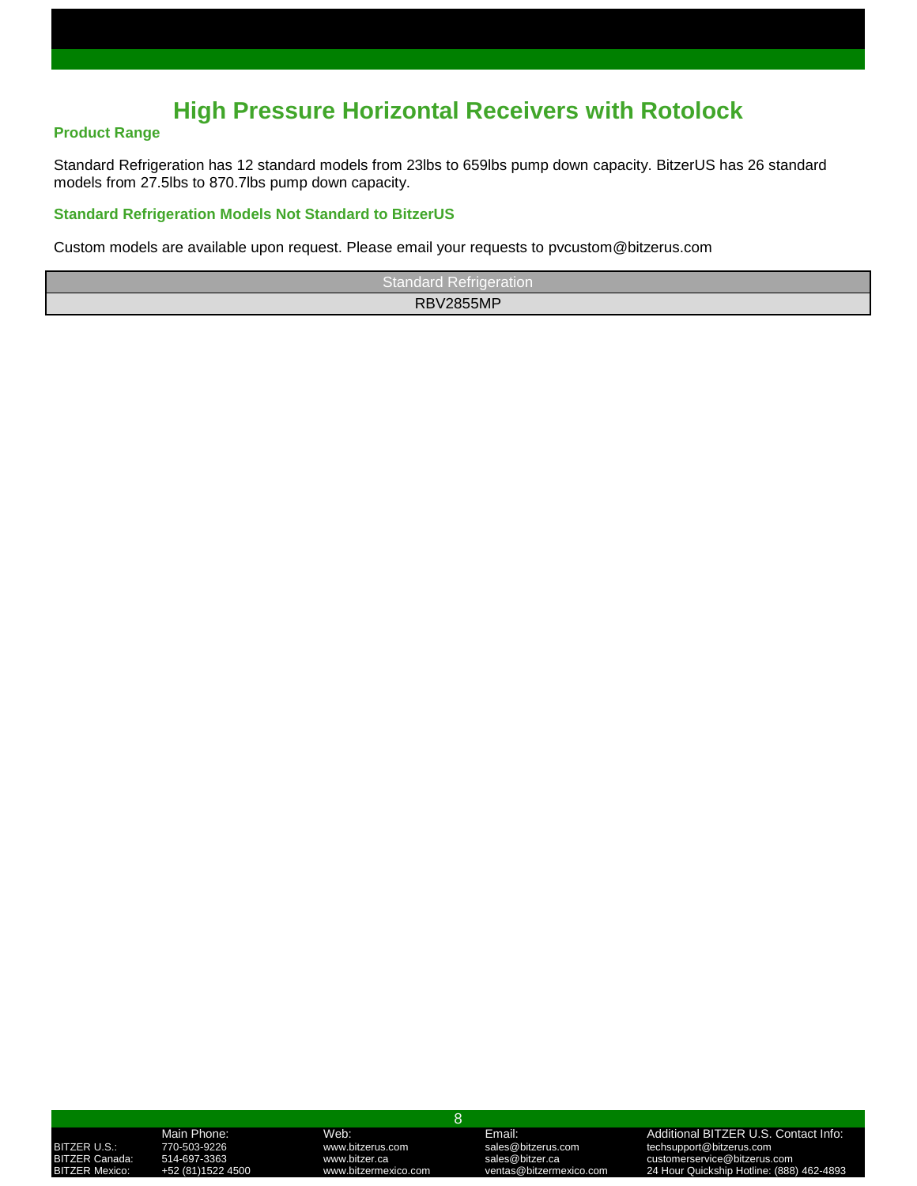# High Pressure Horizontal Receivers with Rotolock

### Product Range

Standard Refrigeration has 12 standard models from 23lbs to 659lbs pump down capacity. BitzerUS has 26 standard models from 27.5lbs to 870.7lbs pump down capacity.

### Standard Refrigeration Models Not Standard to BitzerUS

Custom models are available upon request. Please email your requests to pvcustom@bitzerus.com

| Standard Refrigeration |
|---|
| RBV2855MP |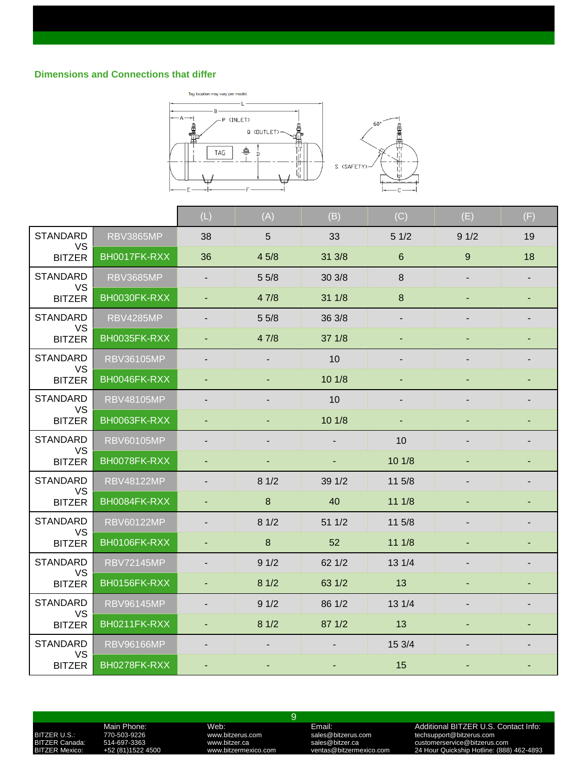## Dimensions and Connections that differ

Tag location may vary per model.

| | | (L) | (A) | (B) | (C) | (E) | (F) |
|---|---|---|---|---|---|---|---|
| STANDARD VS BITZER | RBV3865MP | 38 | 5 | 33 | 5 1/2 | 9 1/2 | 19 |
| | BH0017FK-RXX | 36 | 4 5/8 | 31 3/8 | 6 | 9 | 18 |
| STANDARD VS BITZER | RBV3685MP | - | 5 5/8 | 30 3/8 | 8 | - | - |
| | BH0030FK-RXX | - | 4 7/8 | 31 1/8 | 8 | - | - |
| STANDARD VS BITZER | RBV4285MP | - | 5 5/8 | 36 3/8 | - | - | - |
| | BH0035FK-RXX | - | 4 7/8 | 37 1/8 | - | - | - |
| STANDARD VS BITZER | RBV36105MP | - | - | 10 | - | - | - |
| | BH0046FK-RXX | - | - | 10 1/8 | - | - | - |
| STANDARD VS BITZER | RBV48105MP | - | - | 10 | - | - | - |
| | BH0063FK-RXX | - | - | 10 1/8 | - | - | - |
| STANDARD VS BITZER | RBV60105MP | - | - | - | 10 | - | - |
| | BH0078FK-RXX | - | - | - | 10 1/8 | - | - |
| STANDARD VS BITZER | RBV48122MP | - | 8 1/2 | 39 1/2 | 11 5/8 | - | - |
| | BH0084FK-RXX | - | 8 | 40 | 11 1/8 | - | - |
| STANDARD VS BITZER | RBV60122MP | - | 8 1/2 | 51 1/2 | 11 5/8 | - | - |
| | BH0106FK-RXX | - | 8 | 52 | 11 1/8 | - | - |
| STANDARD VS BITZER | RBV72145MP | - | 9 1/2 | 62 1/2 | 13 1/4 | - | - |
| | BH0156FK-RXX | - | 8 1/2 | 63 1/2 | 13 | - | - |
| STANDARD VS BITZER | RBV96145MP | - | 9 1/2 | 86 1/2 | 13 1/4 | - | - |
| | BH0211FK-RXX | - | 8 1/2 | 87 1/2 | 13 | - | - |
| STANDARD VS BITZER | RBV96166MP | - | - | - | 15 3/4 | - | - |
| | BH0278FK-RXX | - | - | - | 15 | - | - |

| | Main Phone: | Web: | Email: | Additional BITZER U.S. Contact Info: |
|---|---|---|---|---|
| BITZER U.S.: | 770-503-9226 | www.bitzerus.com | sales@bitzerus.com | techsupport@bitzerus.com |
| BITZER Canada: | 514-697-3363 | www.bitzer.ca | sales@bitzer.ca | customerservice@bitzerus.com |
| BITZER Mexico: | +52 (81)1522 4500 | www.bitzermexico.com | ventas@bitzermexico.com | 24 Hour Quickship Hotline: (888) 462-4893 |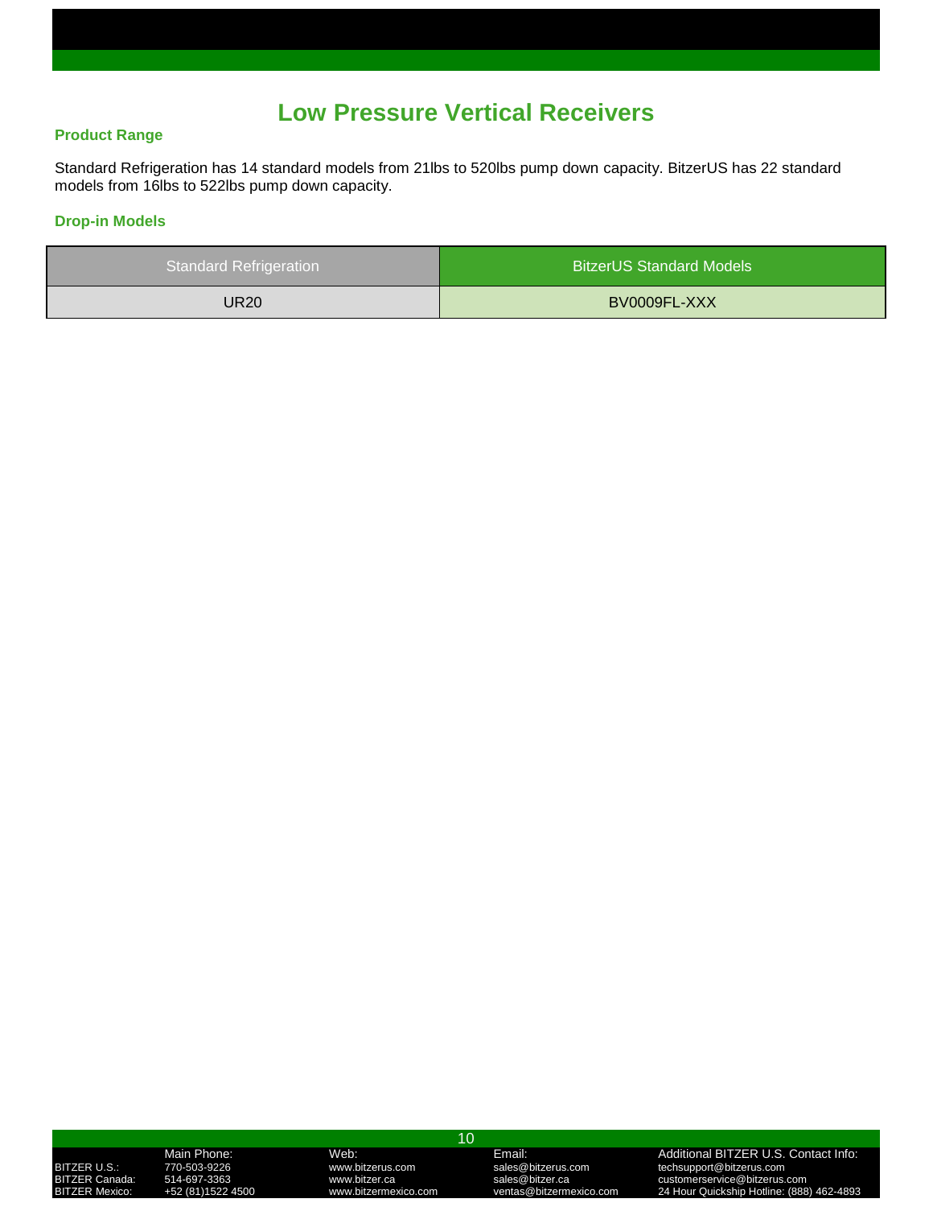# Low Pressure Vertical Receivers

## Product Range

Standard Refrigeration has 14 standard models from 21lbs to 520lbs pump down capacity. BitzerUS has 22 standard models from 16lbs to 522lbs pump down capacity.

## Drop-in Models

| Standard Refrigeration | BitzerUS Standard Models |
|---|---|
| UR20 | BV0009FL-XXX |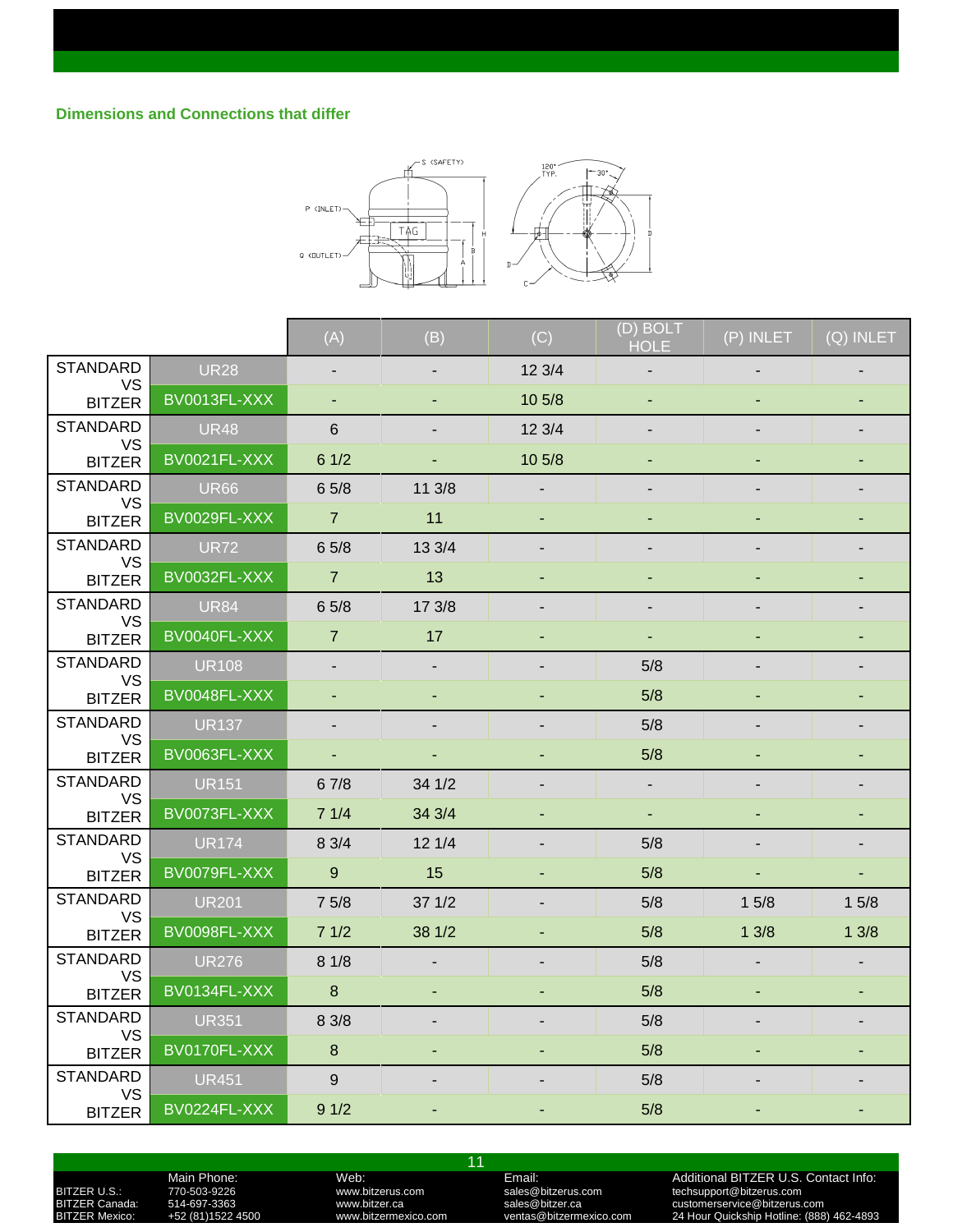## Dimensions and Connections that differ

| | | (A) | (B) | (C) | (D) BOLT HOLE | (P) INLET | (Q) INLET |
|---|---|---|---|---|---|---|---|
| STANDARD VS BITZER | UR28 | - | - | 12 3/4 | - | - | - |
| | BV0013FL-XXX | - | - | 10 5/8 | - | - | - |
| STANDARD VS BITZER | UR48 | 6 | - | 12 3/4 | - | - | - |
| | BV0021FL-XXX | 6 1/2 | - | 10 5/8 | - | - | - |
| STANDARD VS BITZER | UR66 | 6 5/8 | 11 3/8 | - | - | - | - |
| | BV0029FL-XXX | 7 | 11 | - | - | - | - |
| STANDARD VS BITZER | UR72 | 6 5/8 | 13 3/4 | - | - | - | - |
| | BV0032FL-XXX | 7 | 13 | - | - | - | - |
| STANDARD VS BITZER | UR84 | 6 5/8 | 17 3/8 | - | - | - | - |
| | BV0040FL-XXX | 7 | 17 | - | - | - | - |
| STANDARD VS BITZER | UR108 | - | - | - | 5/8 | - | - |
| | BV0048FL-XXX | - | - | - | 5/8 | - | - |
| STANDARD VS BITZER | UR137 | - | - | - | 5/8 | - | - |
| | BV0063FL-XXX | - | - | - | 5/8 | - | - |
| STANDARD VS BITZER | UR151 | 6 7/8 | 34 1/2 | - | - | - | - |
| | BV0073FL-XXX | 7 1/4 | 34 3/4 | - | - | - | - |
| STANDARD VS BITZER | UR174 | 8 3/4 | 12 1/4 | - | 5/8 | - | - |
| | BV0079FL-XXX | 9 | 15 | - | 5/8 | - | - |
| STANDARD VS BITZER | UR201 | 7 5/8 | 37 1/2 | - | 5/8 | 1 5/8 | 1 5/8 |
| | BV0098FL-XXX | 7 1/2 | 38 1/2 | - | 5/8 | 1 3/8 | 1 3/8 |
| STANDARD VS BITZER | UR276 | 8 1/8 | - | - | 5/8 | - | - |
| | BV0134FL-XXX | 8 | - | - | 5/8 | - | - |
| STANDARD VS BITZER | UR351 | 8 3/8 | - | - | 5/8 | - | - |
| | BV0170FL-XXX | 8 | - | - | 5/8 | - | - |
| STANDARD VS BITZER | UR451 | 9 | - | - | 5/8 | - | - |
| | BV0224FL-XXX | 9 1/2 | - | - | 5/8 | - | - |

| | Main Phone: | Web: | Email: | Additional BITZER U.S. Contact Info: |
|---|---|---|---|---|
| BITZER U.S.: | 770-503-9226 | www.bitzerus.com | sales@bitzerus.com | techsupport@bitzerus.com |
| BITZER Canada: | 514-697-3363 | www.bitzer.ca | sales@bitzer.ca | customerservice@bitzerus.com |
| BITZER Mexico: | +52 (81)1522 4500 | www.bitzermexico.com | ventas@bitzermexico.com | 24 Hour Quickship Hotline: (888) 462-4893 |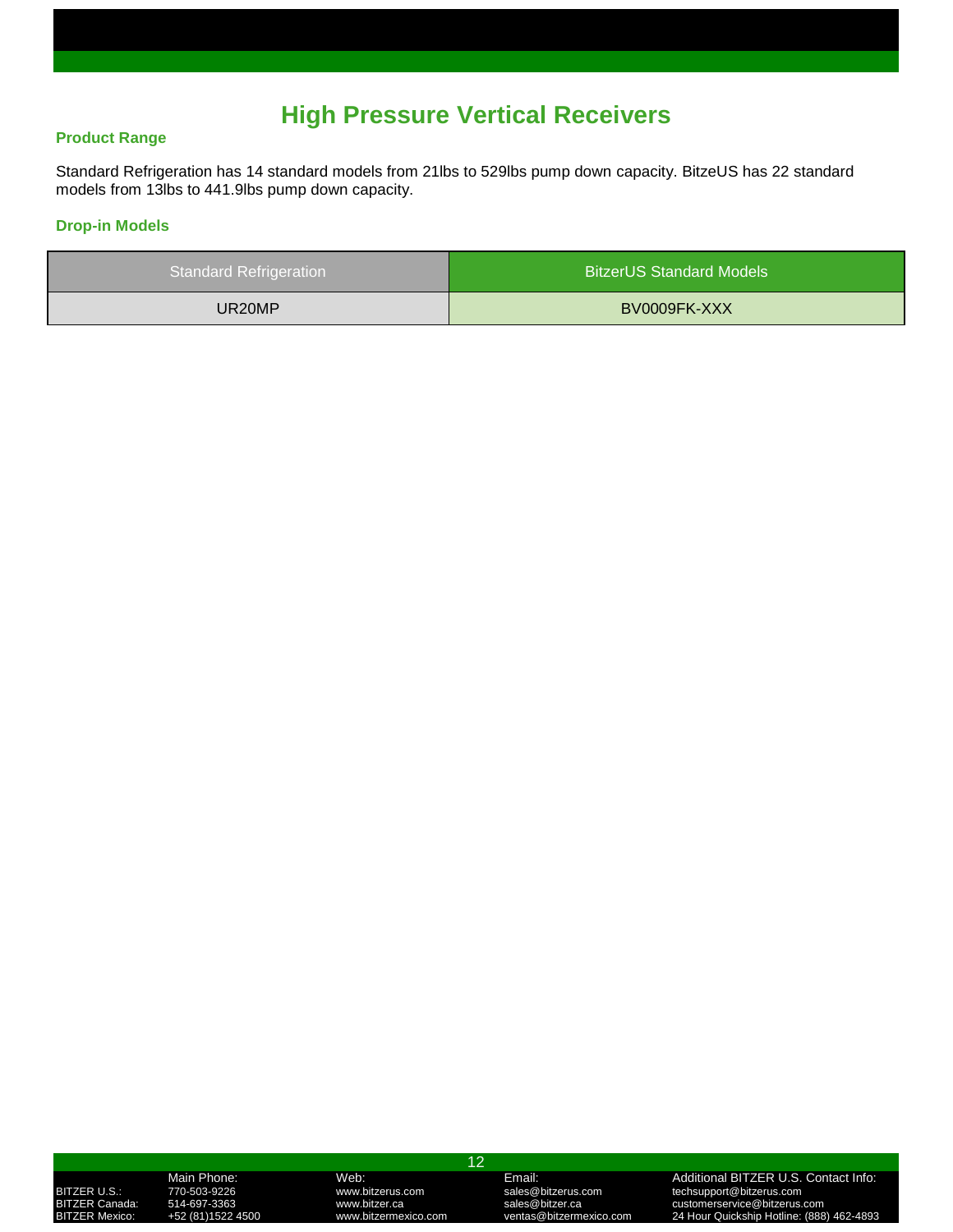# High Pressure Vertical Receivers

### Product Range

Standard Refrigeration has 14 standard models from 21lbs to 529lbs pump down capacity. BitzeUS has 22 standard models from 13lbs to 441.9lbs pump down capacity.

### Drop-in Models

| Standard Refrigeration | BitzerUS Standard Models |
| --- | --- |
| UR20MP | BV0009FK-XXX |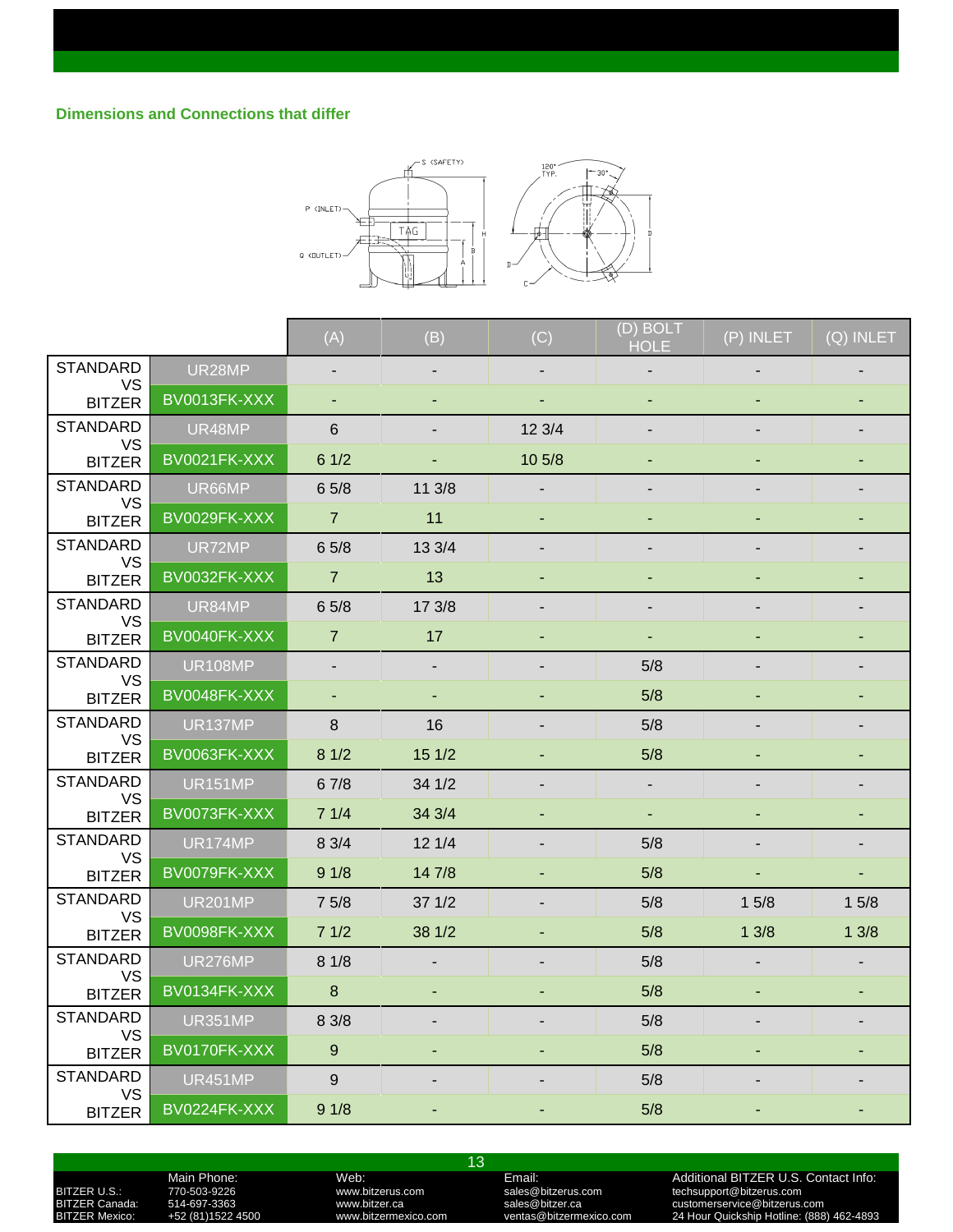### Dimensions and Connections that differ

| | | (A) | (B) | (C) | (D) BOLT HOLE | (P) INLET | (Q) INLET |
|---|---|---|---|---|---|---|---|
| STANDARD VS BITZER | UR28MP | - | - | - | - | - | - |
| | BV0013FK-XXX | - | - | - | - | - | - |
| STANDARD VS BITZER | UR48MP | 6 | - | 12 3/4 | - | - | - |
| | BV0021FK-XXX | 6 1/2 | - | 10 5/8 | - | - | - |
| STANDARD VS BITZER | UR66MP | 6 5/8 | 11 3/8 | - | - | - | - |
| | BV0029FK-XXX | 7 | 11 | - | - | - | - |
| STANDARD VS BITZER | UR72MP | 6 5/8 | 13 3/4 | - | - | - | - |
| | BV0032FK-XXX | 7 | 13 | - | - | - | - |
| STANDARD VS BITZER | UR84MP | 6 5/8 | 17 3/8 | - | - | - | - |
| | BV0040FK-XXX | 7 | 17 | - | - | - | - |
| STANDARD VS BITZER | UR108MP | - | - | - | 5/8 | - | - |
| | BV0048FK-XXX | - | - | - | 5/8 | - | - |
| STANDARD VS BITZER | UR137MP | 8 | 16 | - | 5/8 | - | - |
| | BV0063FK-XXX | 8 1/2 | 15 1/2 | - | 5/8 | - | - |
| STANDARD VS BITZER | UR151MP | 6 7/8 | 34 1/2 | - | - | - | - |
| | BV0073FK-XXX | 7 1/4 | 34 3/4 | - | - | - | - |
| STANDARD VS BITZER | UR174MP | 8 3/4 | 12 1/4 | - | 5/8 | - | - |
| | BV0079FK-XXX | 9 1/8 | 14 7/8 | - | 5/8 | - | - |
| STANDARD VS BITZER | UR201MP | 7 5/8 | 37 1/2 | - | 5/8 | 1 5/8 | 1 5/8 |
| | BV0098FK-XXX | 7 1/2 | 38 1/2 | - | 5/8 | 1 3/8 | 1 3/8 |
| STANDARD VS BITZER | UR276MP | 8 1/8 | - | - | 5/8 | - | - |
| | BV0134FK-XXX | 8 | - | - | 5/8 | - | - |
| STANDARD VS BITZER | UR351MP | 8 3/8 | - | - | 5/8 | - | - |
| | BV0170FK-XXX | 9 | - | - | 5/8 | - | - |
| STANDARD VS BITZER | UR451MP | 9 | - | - | 5/8 | - | - |
| | BV0224FK-XXX | 9 1/8 | - | - | 5/8 | - | - |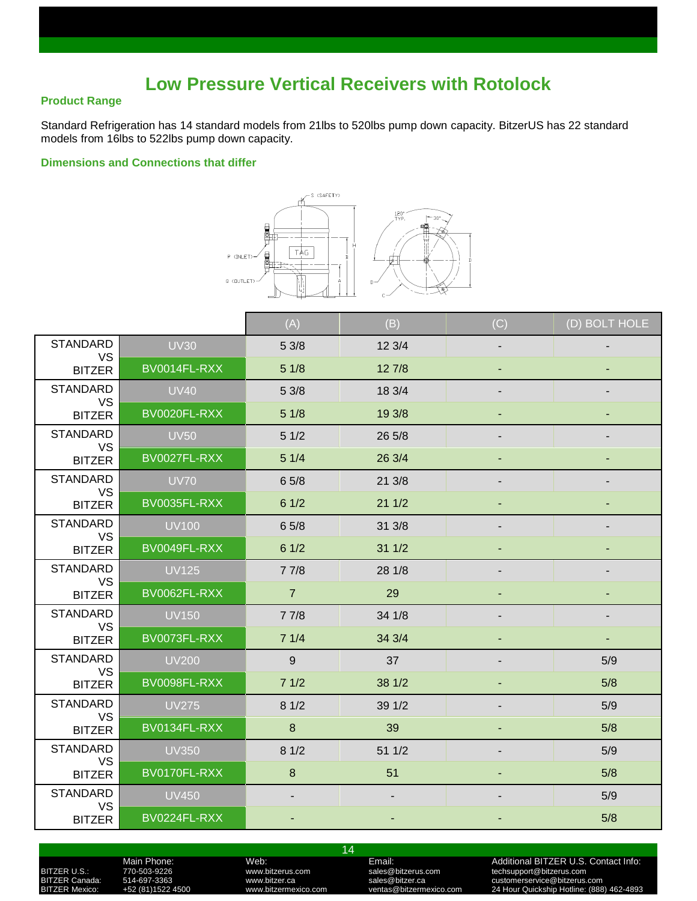# Low Pressure Vertical Receivers with Rotolock

### Product Range

Standard Refrigeration has 14 standard models from 21lbs to 520lbs pump down capacity. BitzerUS has 22 standard models from 16lbs to 522lbs pump down capacity.

### Dimensions and Connections that differ

| | | (A) | (B) | (C) | (D) BOLT HOLE |
|---|---|---|---|---|---|
| STANDARD VS BITZER | UV30 | 5 3/8 | 12 3/4 | - | - |
| | BV0014FL-RXX | 5 1/8 | 12 7/8 | - | - |
| STANDARD VS BITZER | UV40 | 5 3/8 | 18 3/4 | - | - |
| | BV0020FL-RXX | 5 1/8 | 19 3/8 | - | - |
| STANDARD VS BITZER | UV50 | 5 1/2 | 26 5/8 | - | - |
| | BV0027FL-RXX | 5 1/4 | 26 3/4 | - | - |
| STANDARD VS BITZER | UV70 | 6 5/8 | 21 3/8 | - | - |
| | BV0035FL-RXX | 6 1/2 | 21 1/2 | - | - |
| STANDARD VS BITZER | UV100 | 6 5/8 | 31 3/8 | - | - |
| | BV0049FL-RXX | 6 1/2 | 31 1/2 | - | - |
| STANDARD VS BITZER | UV125 | 7 7/8 | 28 1/8 | - | - |
| | BV0062FL-RXX | 7 | 29 | - | - |
| STANDARD VS BITZER | UV150 | 7 7/8 | 34 1/8 | - | - |
| | BV0073FL-RXX | 7 1/4 | 34 3/4 | - | - |
| STANDARD VS BITZER | UV200 | 9 | 37 | - | 5/9 |
| | BV0098FL-RXX | 7 1/2 | 38 1/2 | - | 5/8 |
| STANDARD VS BITZER | UV275 | 8 1/2 | 39 1/2 | - | 5/9 |
| | BV0134FL-RXX | 8 | 39 | - | 5/8 |
| STANDARD VS BITZER | UV350 | 8 1/2 | 51 1/2 | - | 5/9 |
| | BV0170FL-RXX | 8 | 51 | - | 5/8 |
| STANDARD VS BITZER | UV450 | - | - | - | 5/9 |
| | BV0224FL-RXX | - | - | - | 5/8 |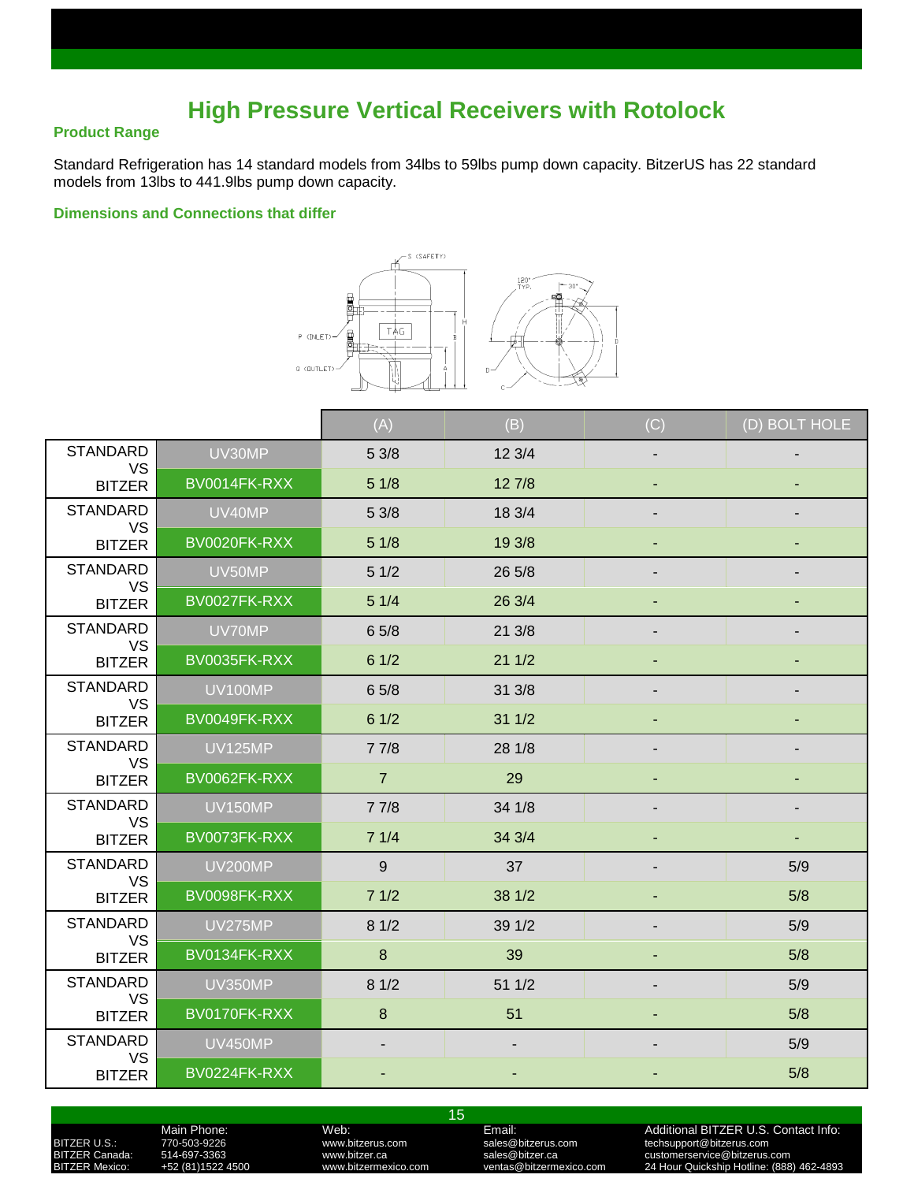# High Pressure Vertical Receivers with Rotolock

### Product Range

Standard Refrigeration has 14 standard models from 34lbs to 59lbs pump down capacity. BitzerUS has 22 standard models from 13lbs to 441.9lbs pump down capacity.

### Dimensions and Connections that differ

S (SAFETY)

P (INLET)

Q (OUTLET)

TAG

H

B

A

120° TYP.

30°

D

C

| | | (A) | (B) | (C) | (D) BOLT HOLE |
|---|---|---|---|---|---|
| STANDARD VS BITZER | UV30MP | 5 3/8 | 12 3/4 | - | - |
| | BV0014FK-RXX | 5 1/8 | 12 7/8 | - | - |
| STANDARD VS BITZER | UV40MP | 5 3/8 | 18 3/4 | - | - |
| | BV0020FK-RXX | 5 1/8 | 19 3/8 | - | - |
| STANDARD VS BITZER | UV50MP | 5 1/2 | 26 5/8 | - | - |
| | BV0027FK-RXX | 5 1/4 | 26 3/4 | - | - |
| STANDARD VS BITZER | UV70MP | 6 5/8 | 21 3/8 | - | - |
| | BV0035FK-RXX | 6 1/2 | 21 1/2 | - | - |
| STANDARD VS BITZER | UV100MP | 6 5/8 | 31 3/8 | - | - |
| | BV0049FK-RXX | 6 1/2 | 31 1/2 | - | - |
| STANDARD VS BITZER | UV125MP | 7 7/8 | 28 1/8 | - | - |
| | BV0062FK-RXX | 7 | 29 | - | - |
| STANDARD VS BITZER | UV150MP | 7 7/8 | 34 1/8 | - | - |
| | BV0073FK-RXX | 7 1/4 | 34 3/4 | - | - |
| STANDARD VS BITZER | UV200MP | 9 | 37 | - | 5/9 |
| | BV0098FK-RXX | 7 1/2 | 38 1/2 | - | 5/8 |
| STANDARD VS BITZER | UV275MP | 8 1/2 | 39 1/2 | - | 5/9 |
| | BV0134FK-RXX | 8 | 39 | - | 5/8 |
| STANDARD VS BITZER | UV350MP | 8 1/2 | 51 1/2 | - | 5/9 |
| | BV0170FK-RXX | 8 | 51 | - | 5/8 |
| STANDARD VS BITZER | UV450MP | - | - | - | 5/9 |
| | BV0224FK-RXX | - | - | - | 5/8 |

| | Main Phone: | Web: | Email: | Additional BITZER U.S. Contact Info: |
|---|---|---|---|---|
| BITZER U.S.: | 770-503-9226 | www.bitzerus.com | sales@bitzerus.com | techsupport@bitzerus.com |
| BITZER Canada: | 514-697-3363 | www.bitzer.ca | sales@bitzer.ca | customerservice@bitzerus.com |
| BITZER Mexico: | +52 (81)1522 4500 | www.bitzermexico.com | ventas@bitzermexico.com | 24 Hour Quickship Hotline: (888) 462-4893 |